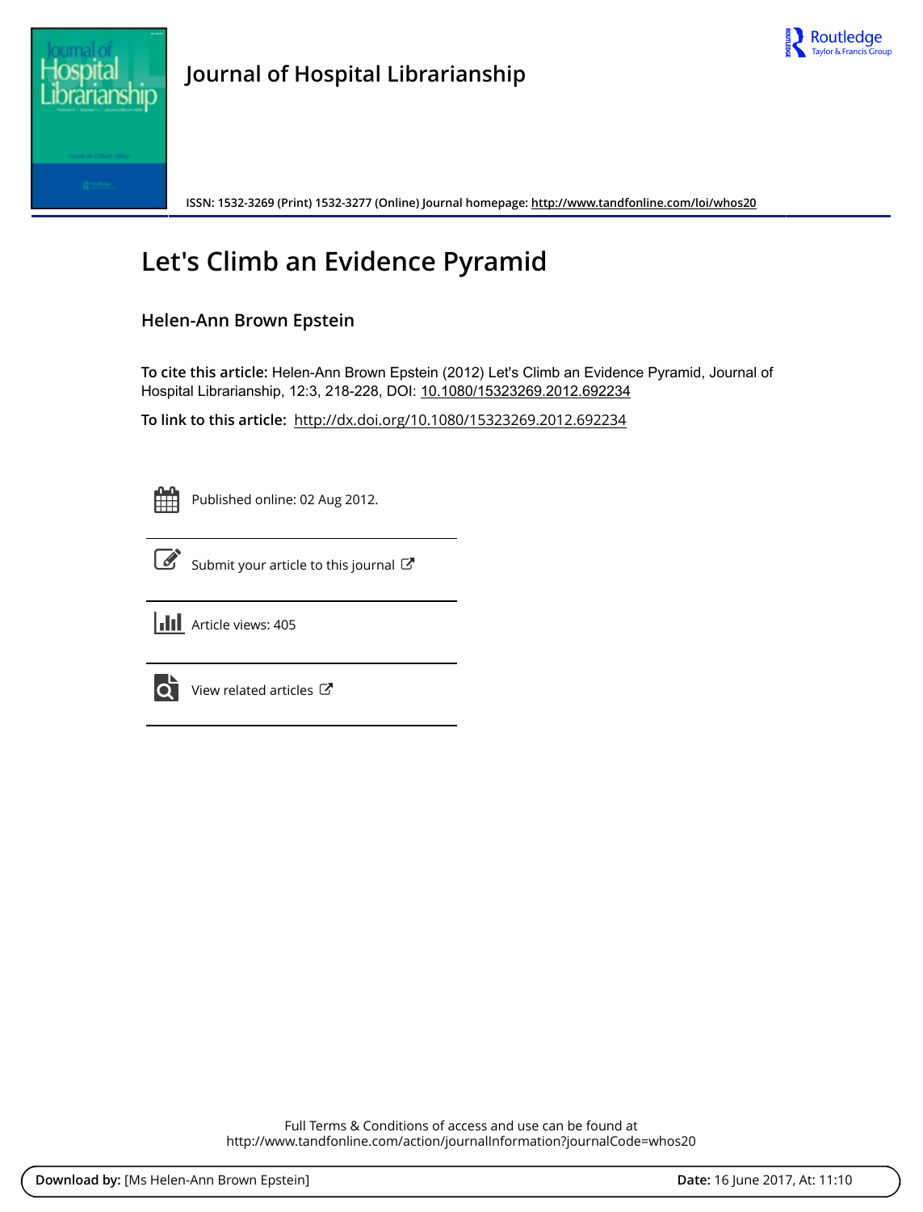# Journal of Hospital Librarianship

ISSN: 1532-3269 (Print) 1532-3277 (Online) Journal homepage: http://www.tandfonline.com/loi/whos20

# Let's Climb an Evidence Pyramid

## Helen-Ann Brown Epstein

**To cite this article:** Helen-Ann Brown Epstein (2012) Let's Climb an Evidence Pyramid, Journal of Hospital Librarianship, 12:3, 218-228, DOI: 10.1080/15323269.2012.692234

**To link to this article:** http://dx.doi.org/10.1080/15323269.2012.692234

Published online: 02 Aug 2012.

Submit your article to this journal

Article views: 405

View related articles

Full Terms & Conditions of access and use can be found at
http://www.tandfonline.com/action/journalInformation?journalCode=whos20

**Download by:** [Ms Helen-Ann Brown Epstein] **Date:** 16 June 2017, At: 11:10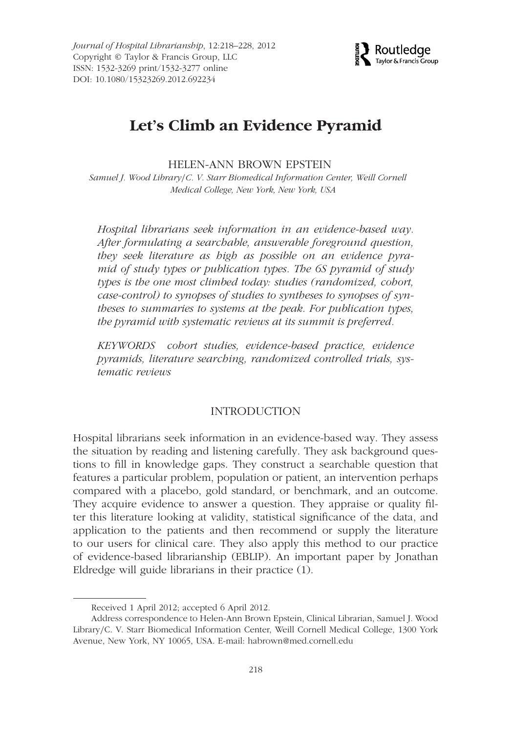# Let's Climb an Evidence Pyramid

HELEN-ANN BROWN EPSTEIN

*Samuel J. Wood Library/C. V. Starr Biomedical Information Center, Weill Cornell Medical College, New York, New York, USA*

*Hospital librarians seek information in an evidence-based way. After formulating a searchable, answerable foreground question, they seek literature as high as possible on an evidence pyramid of study types or publication types. The 6S pyramid of study types is the one most climbed today: studies (randomized, cohort, case-control) to synopses of studies to syntheses to synopses of syntheses to summaries to systems at the peak. For publication types, the pyramid with systematic reviews at its summit is preferred.*

*KEYWORDS cohort studies, evidence-based practice, evidence pyramids, literature searching, randomized controlled trials, systematic reviews*

## INTRODUCTION

Hospital librarians seek information in an evidence-based way. They assess the situation by reading and listening carefully. They ask background questions to fill in knowledge gaps. They construct a searchable question that features a particular problem, population or patient, an intervention perhaps compared with a placebo, gold standard, or benchmark, and an outcome. They acquire evidence to answer a question. They appraise or quality filter this literature looking at validity, statistical significance of the data, and application to the patients and then recommend or supply the literature to our users for clinical care. They also apply this method to our practice of evidence-based librarianship (EBLIP). An important paper by Jonathan Eldredge will guide librarians in their practice (1).

Received 1 April 2012; accepted 6 April 2012.

Address correspondence to Helen-Ann Brown Epstein, Clinical Librarian, Samuel J. Wood Library/C. V. Starr Biomedical Information Center, Weill Cornell Medical College, 1300 York Avenue, New York, NY 10065, USA. E-mail: habrown@med.cornell.edu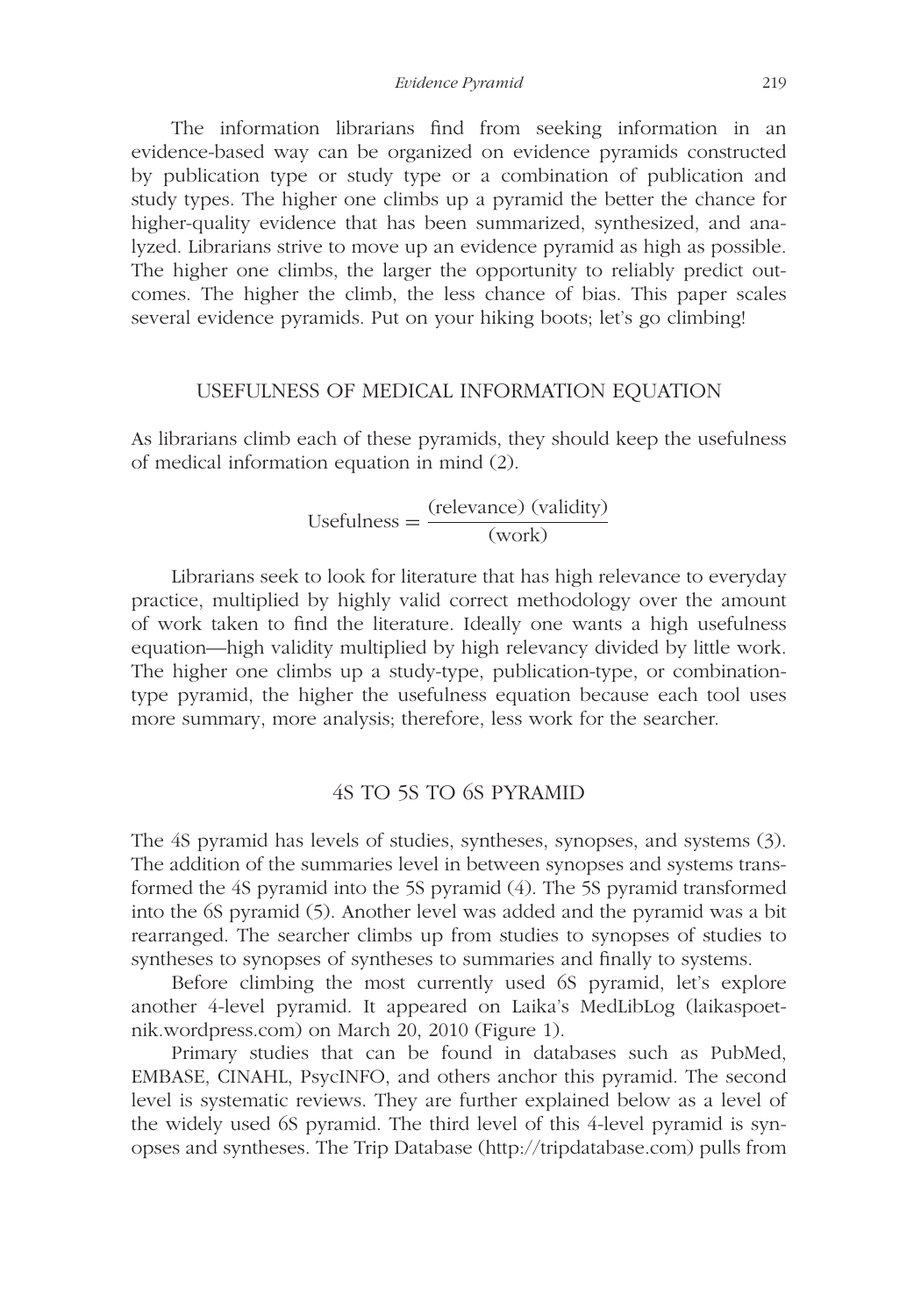The information librarians find from seeking information in an evidence-based way can be organized on evidence pyramids constructed by publication type or study type or a combination of publication and study types. The higher one climbs up a pyramid the better the chance for higher-quality evidence that has been summarized, synthesized, and analyzed. Librarians strive to move up an evidence pyramid as high as possible. The higher one climbs, the larger the opportunity to reliably predict outcomes. The higher the climb, the less chance of bias. This paper scales several evidence pyramids. Put on your hiking boots; let's go climbing!

## USEFULNESS OF MEDICAL INFORMATION EQUATION

As librarians climb each of these pyramids, they should keep the usefulness of medical information equation in mind (2).

$$\text{Usefulness} = \frac{(\text{relevance})\ (\text{validity})}{(\text{work})}$$

Librarians seek to look for literature that has high relevance to everyday practice, multiplied by highly valid correct methodology over the amount of work taken to find the literature. Ideally one wants a high usefulness equation—high validity multiplied by high relevancy divided by little work. The higher one climbs up a study-type, publication-type, or combination-type pyramid, the higher the usefulness equation because each tool uses more summary, more analysis; therefore, less work for the searcher.

## 4S TO 5S TO 6S PYRAMID

The 4S pyramid has levels of studies, syntheses, synopses, and systems (3). The addition of the summaries level in between synopses and systems transformed the 4S pyramid into the 5S pyramid (4). The 5S pyramid transformed into the 6S pyramid (5). Another level was added and the pyramid was a bit rearranged. The searcher climbs up from studies to synopses of studies to syntheses to synopses of syntheses to summaries and finally to systems.

Before climbing the most currently used 6S pyramid, let's explore another 4-level pyramid. It appeared on Laika's MedLibLog (laikaspoetnik.wordpress.com) on March 20, 2010 (Figure 1).

Primary studies that can be found in databases such as PubMed, EMBASE, CINAHL, PsycINFO, and others anchor this pyramid. The second level is systematic reviews. They are further explained below as a level of the widely used 6S pyramid. The third level of this 4-level pyramid is synopses and syntheses. The Trip Database (http://tripdatabase.com) pulls from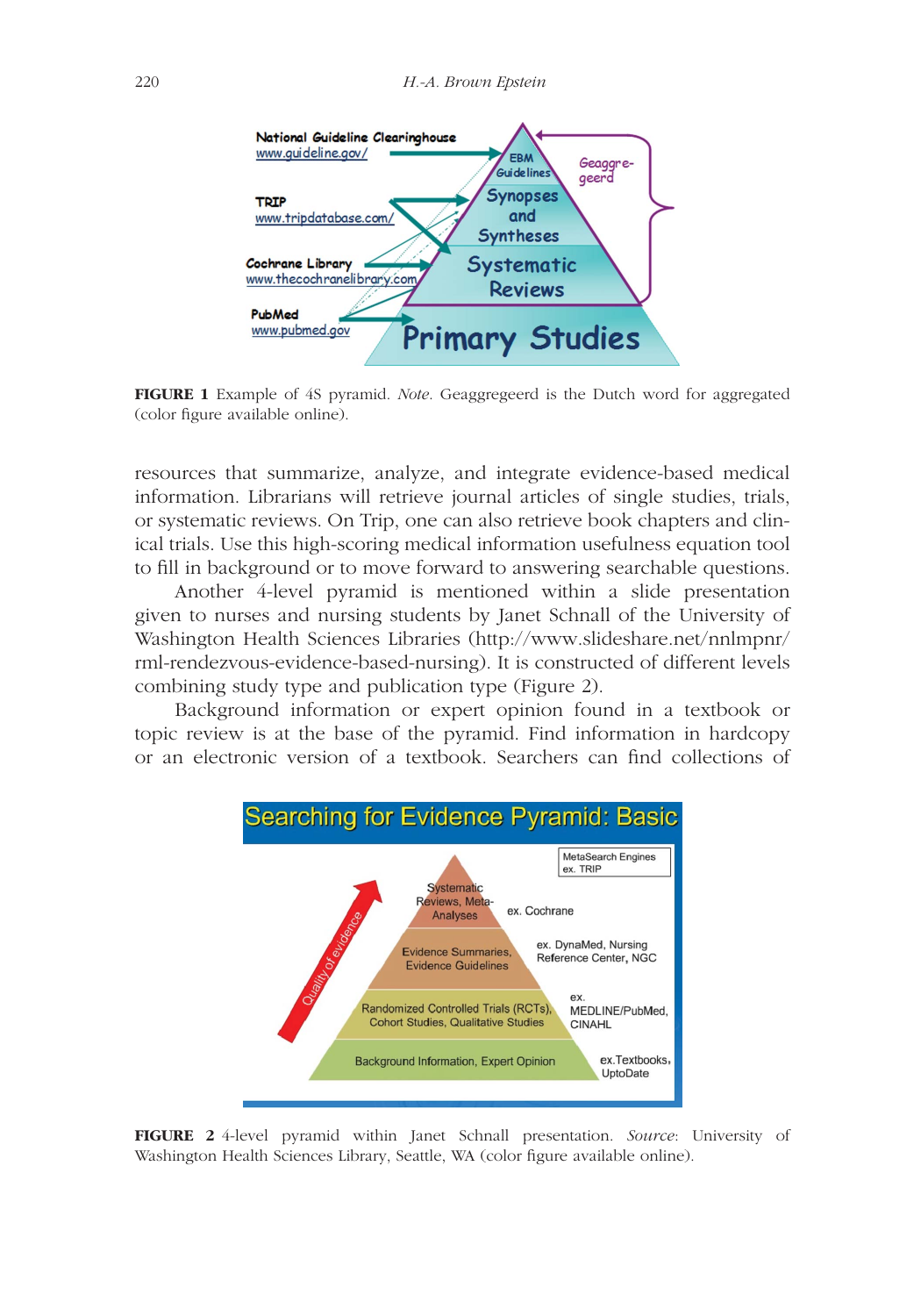**FIGURE 1** Example of 4S pyramid. *Note.* Geaggregeerd is the Dutch word for aggregated (color figure available online).

resources that summarize, analyze, and integrate evidence-based medical information. Librarians will retrieve journal articles of single studies, trials, or systematic reviews. On Trip, one can also retrieve book chapters and clinical trials. Use this high-scoring medical information usefulness equation tool to fill in background or to move forward to answering searchable questions.

Another 4-level pyramid is mentioned within a slide presentation given to nurses and nursing students by Janet Schnall of the University of Washington Health Sciences Libraries (http://www.slideshare.net/nnlmpnr/rml-rendezvous-evidence-based-nursing). It is constructed of different levels combining study type and publication type (Figure 2).

Background information or expert opinion found in a textbook or topic review is at the base of the pyramid. Find information in hardcopy or an electronic version of a textbook. Searchers can find collections of

**FIGURE 2** 4-level pyramid within Janet Schnall presentation. *Source*: University of Washington Health Sciences Library, Seattle, WA (color figure available online).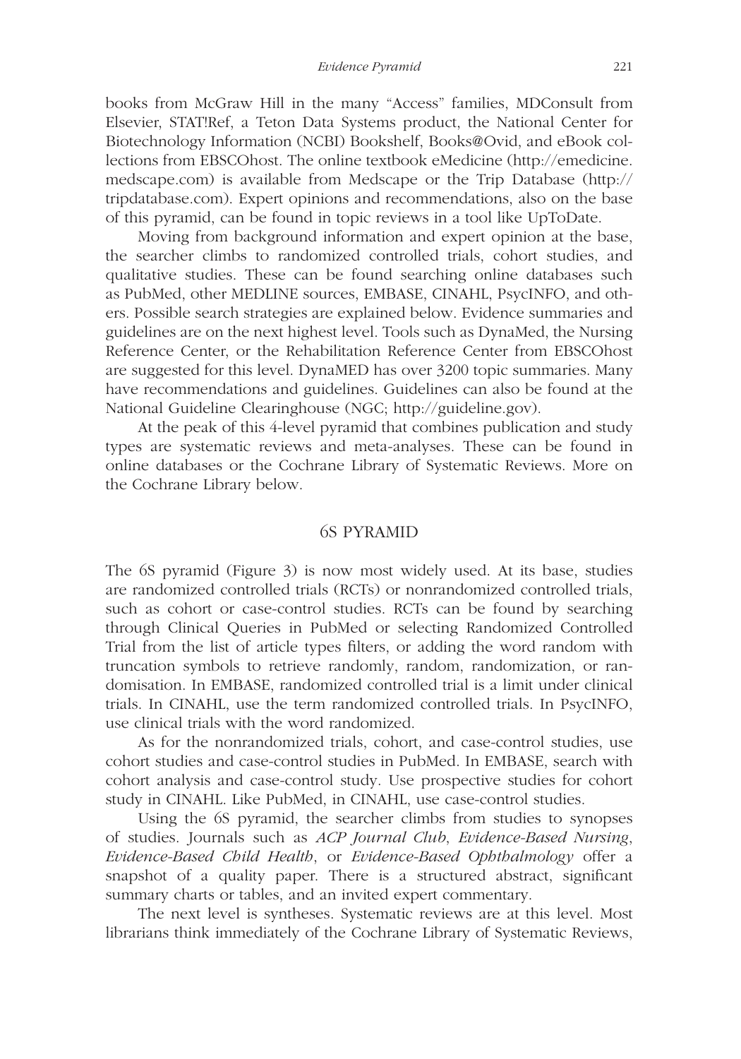books from McGraw Hill in the many "Access" families, MDConsult from Elsevier, STAT!Ref, a Teton Data Systems product, the National Center for Biotechnology Information (NCBI) Bookshelf, Books@Ovid, and eBook collections from EBSCOhost. The online textbook eMedicine (http://emedicine.medscape.com) is available from Medscape or the Trip Database (http://tripdatabase.com). Expert opinions and recommendations, also on the base of this pyramid, can be found in topic reviews in a tool like UpToDate.

Moving from background information and expert opinion at the base, the searcher climbs to randomized controlled trials, cohort studies, and qualitative studies. These can be found searching online databases such as PubMed, other MEDLINE sources, EMBASE, CINAHL, PsycINFO, and others. Possible search strategies are explained below. Evidence summaries and guidelines are on the next highest level. Tools such as DynaMed, the Nursing Reference Center, or the Rehabilitation Reference Center from EBSCOhost are suggested for this level. DynaMED has over 3200 topic summaries. Many have recommendations and guidelines. Guidelines can also be found at the National Guideline Clearinghouse (NGC; http://guideline.gov).

At the peak of this 4-level pyramid that combines publication and study types are systematic reviews and meta-analyses. These can be found in online databases or the Cochrane Library of Systematic Reviews. More on the Cochrane Library below.

## 6S PYRAMID

The 6S pyramid (Figure 3) is now most widely used. At its base, studies are randomized controlled trials (RCTs) or nonrandomized controlled trials, such as cohort or case-control studies. RCTs can be found by searching through Clinical Queries in PubMed or selecting Randomized Controlled Trial from the list of article types filters, or adding the word random with truncation symbols to retrieve randomly, random, randomization, or randomisation. In EMBASE, randomized controlled trial is a limit under clinical trials. In CINAHL, use the term randomized controlled trials. In PsycINFO, use clinical trials with the word randomized.

As for the nonrandomized trials, cohort, and case-control studies, use cohort studies and case-control studies in PubMed. In EMBASE, search with cohort analysis and case-control study. Use prospective studies for cohort study in CINAHL. Like PubMed, in CINAHL, use case-control studies.

Using the 6S pyramid, the searcher climbs from studies to synopses of studies. Journals such as *ACP Journal Club*, *Evidence-Based Nursing*, *Evidence-Based Child Health*, or *Evidence-Based Ophthalmology* offer a snapshot of a quality paper. There is a structured abstract, significant summary charts or tables, and an invited expert commentary.

The next level is syntheses. Systematic reviews are at this level. Most librarians think immediately of the Cochrane Library of Systematic Reviews,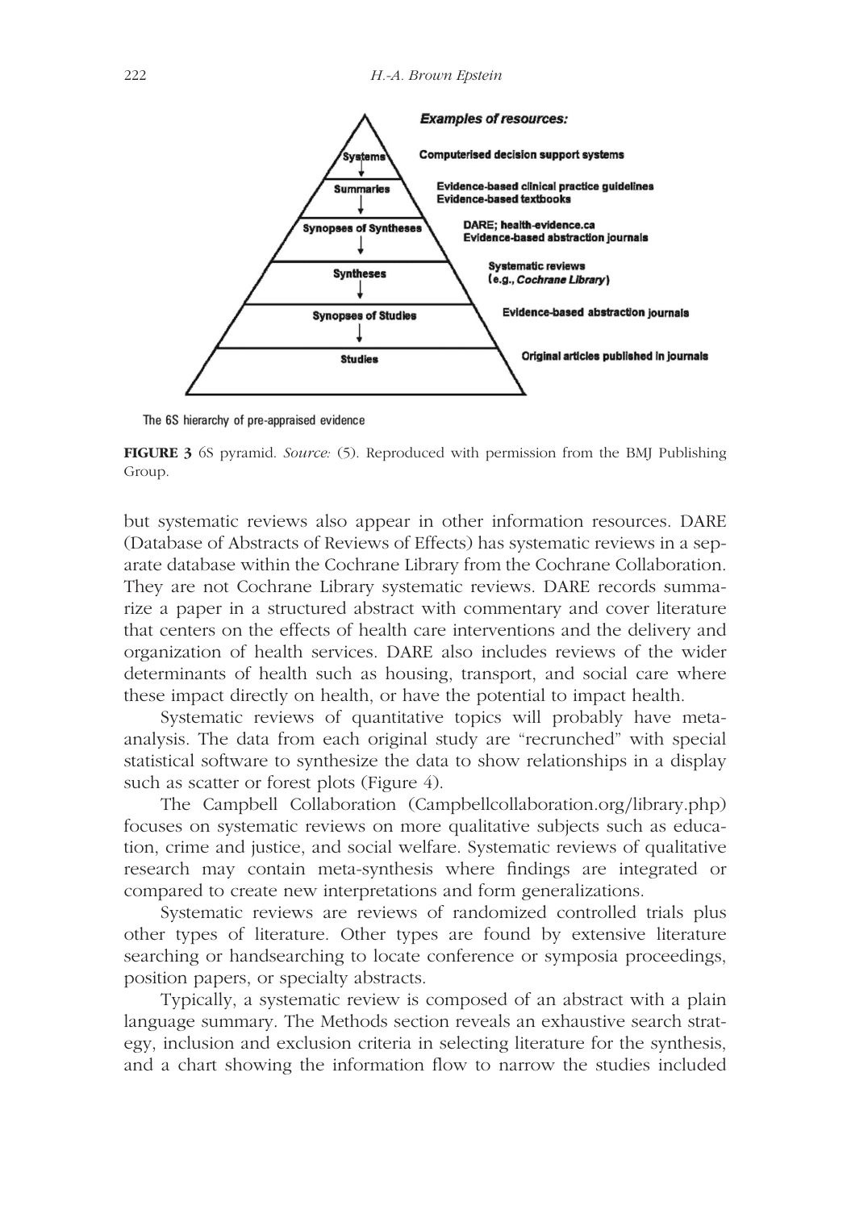Examples of resources:

| Level | Examples of resources |
|---|---|
| Systems | Computerised decision support systems |
| Summaries | Evidence-based clinical practice guidelines; Evidence-based textbooks |
| Synopses of Syntheses | DARE; health-evidence.ca; Evidence-based abstraction journals |
| Syntheses | Systematic reviews (e.g., *Cochrane Library*) |
| Synopses of Studies | Evidence-based abstraction journals |
| Studies | Original articles published in journals |

The 6S hierarchy of pre-appraised evidence

**FIGURE 3** 6S pyramid. *Source:* (5). Reproduced with permission from the BMJ Publishing Group.

but systematic reviews also appear in other information resources. DARE (Database of Abstracts of Reviews of Effects) has systematic reviews in a separate database within the Cochrane Library from the Cochrane Collaboration. They are not Cochrane Library systematic reviews. DARE records summarize a paper in a structured abstract with commentary and cover literature that centers on the effects of health care interventions and the delivery and organization of health services. DARE also includes reviews of the wider determinants of health such as housing, transport, and social care where these impact directly on health, or have the potential to impact health.

Systematic reviews of quantitative topics will probably have meta-analysis. The data from each original study are "recrunched" with special statistical software to synthesize the data to show relationships in a display such as scatter or forest plots (Figure 4).

The Campbell Collaboration (Campbellcollaboration.org/library.php) focuses on systematic reviews on more qualitative subjects such as education, crime and justice, and social welfare. Systematic reviews of qualitative research may contain meta-synthesis where findings are integrated or compared to create new interpretations and form generalizations.

Systematic reviews are reviews of randomized controlled trials plus other types of literature. Other types are found by extensive literature searching or handsearching to locate conference or symposia proceedings, position papers, or specialty abstracts.

Typically, a systematic review is composed of an abstract with a plain language summary. The Methods section reveals an exhaustive search strategy, inclusion and exclusion criteria in selecting literature for the synthesis, and a chart showing the information flow to narrow the studies included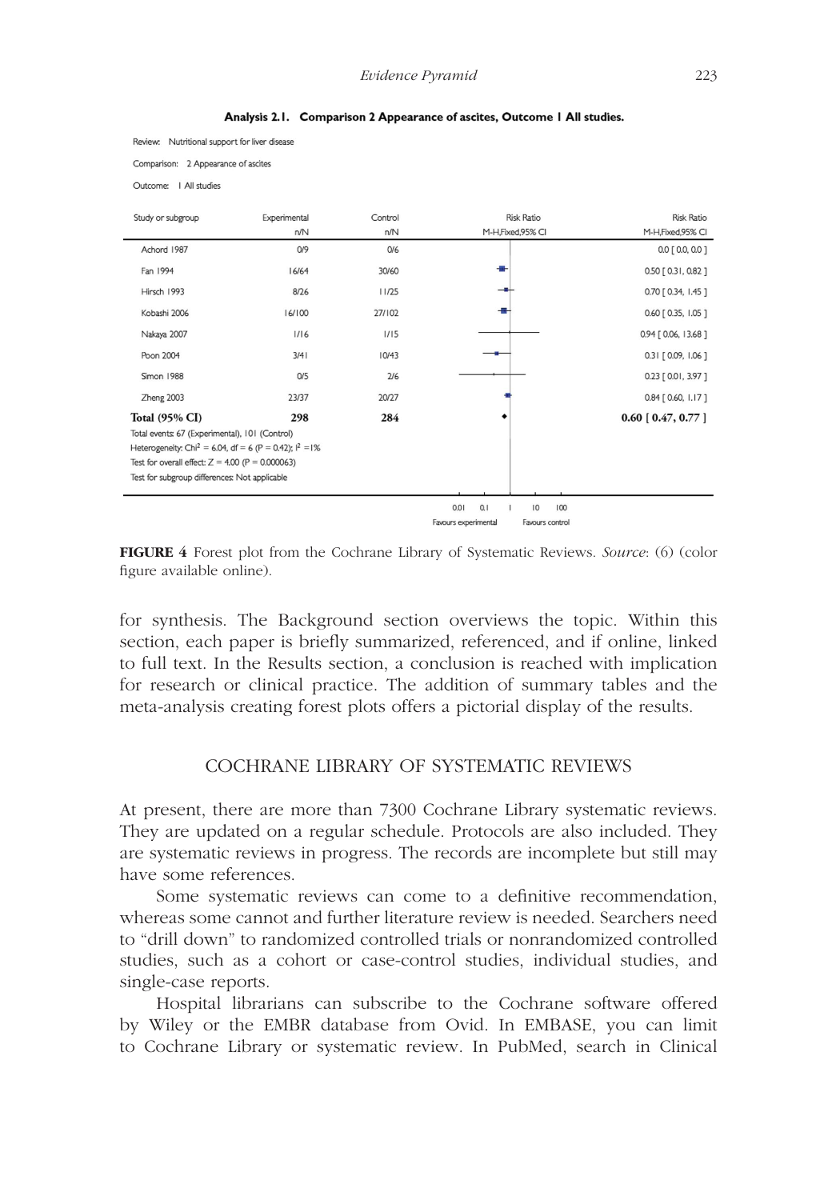**Analysis 2.1. Comparison 2 Appearance of ascites, Outcome 1 All studies.**

Review: Nutritional support for liver disease

Comparison: 2 Appearance of ascites

Outcome: 1 All studies

| Study or subgroup | Experimental n/N | Control n/N | Risk Ratio M-H,Fixed,95% CI | Risk Ratio M-H,Fixed,95% CI |
|---|---|---|---|---|
| Achord 1987 | 0/9 | 0/6 | | 0.0 [ 0.0, 0.0 ] |
| Fan 1994 | 16/64 | 30/60 | | 0.50 [ 0.31, 0.82 ] |
| Hirsch 1993 | 8/26 | 11/25 | | 0.70 [ 0.34, 1.45 ] |
| Kobashi 2006 | 16/100 | 27/102 | | 0.60 [ 0.35, 1.05 ] |
| Nakaya 2007 | 1/16 | 1/15 | | 0.94 [ 0.06, 13.68 ] |
| Poon 2004 | 3/41 | 10/43 | | 0.31 [ 0.09, 1.06 ] |
| Simon 1988 | 0/5 | 2/6 | | 0.23 [ 0.01, 3.97 ] |
| Zheng 2003 | 23/37 | 20/27 | | 0.84 [ 0.60, 1.17 ] |
| **Total (95% CI)** | **298** | **284** | | **0.60 [ 0.47, 0.77 ]** |

Total events: 67 (Experimental), 101 (Control)

Heterogeneity: $Chi^2 = 6.04$, df = 6 ($P = 0.42$); $I^2 = 1\%$

Test for overall effect: $Z = 4.00$ ($P = 0.000063$)

Test for subgroup differences: Not applicable

0.01 0.1 1 10 100

Favours experimental | Favours control

**FIGURE 4** Forest plot from the Cochrane Library of Systematic Reviews. *Source*: (6) (color figure available online).

for synthesis. The Background section overviews the topic. Within this section, each paper is briefly summarized, referenced, and if online, linked to full text. In the Results section, a conclusion is reached with implication for research or clinical practice. The addition of summary tables and the meta-analysis creating forest plots offers a pictorial display of the results.

## COCHRANE LIBRARY OF SYSTEMATIC REVIEWS

At present, there are more than 7300 Cochrane Library systematic reviews. They are updated on a regular schedule. Protocols are also included. They are systematic reviews in progress. The records are incomplete but still may have some references.

Some systematic reviews can come to a definitive recommendation, whereas some cannot and further literature review is needed. Searchers need to "drill down" to randomized controlled trials or nonrandomized controlled studies, such as a cohort or case-control studies, individual studies, and single-case reports.

Hospital librarians can subscribe to the Cochrane software offered by Wiley or the EMBR database from Ovid. In EMBASE, you can limit to Cochrane Library or systematic review. In PubMed, search in Clinical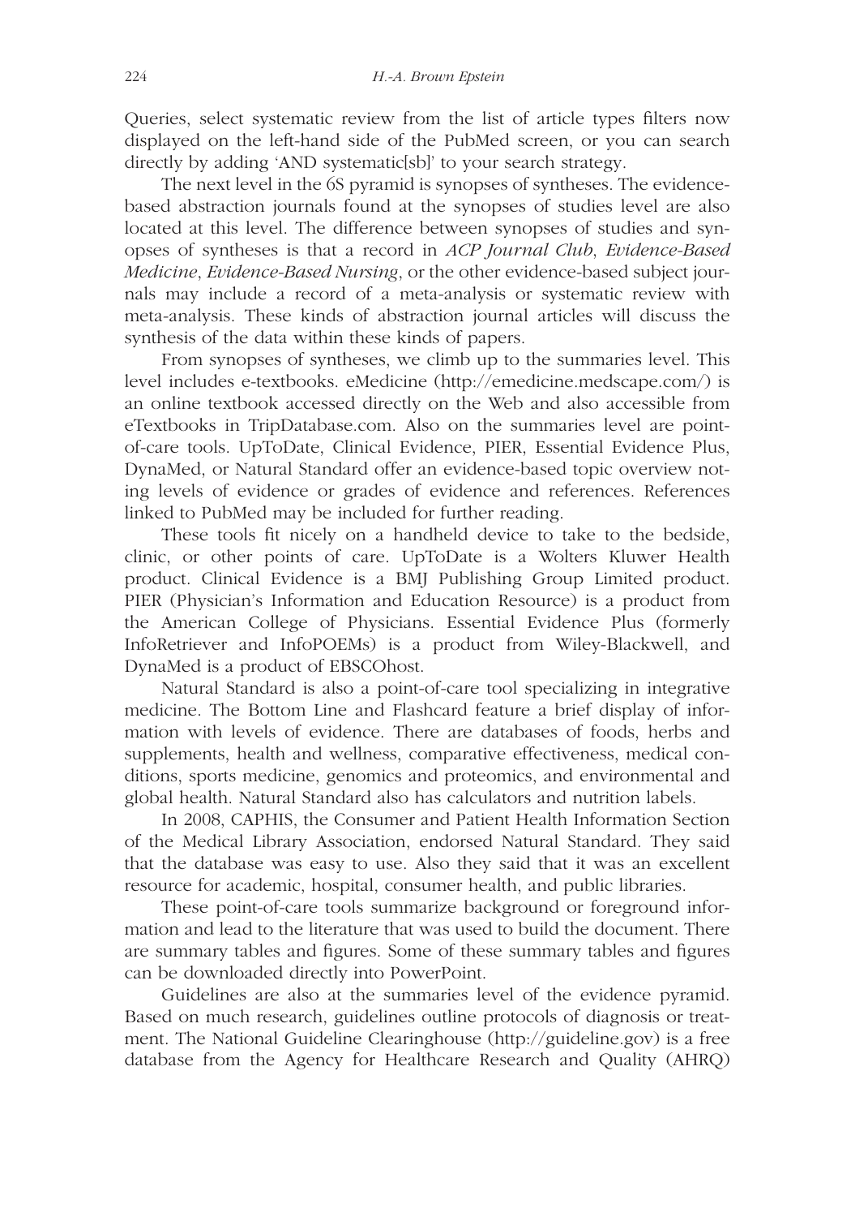Queries, select systematic review from the list of article types filters now displayed on the left-hand side of the PubMed screen, or you can search directly by adding 'AND systematic[sb]' to your search strategy.

The next level in the 6S pyramid is synopses of syntheses. The evidence-based abstraction journals found at the synopses of studies level are also located at this level. The difference between synopses of studies and synopses of syntheses is that a record in *ACP Journal Club*, *Evidence-Based Medicine*, *Evidence-Based Nursing*, or the other evidence-based subject journals may include a record of a meta-analysis or systematic review with meta-analysis. These kinds of abstraction journal articles will discuss the synthesis of the data within these kinds of papers.

From synopses of syntheses, we climb up to the summaries level. This level includes e-textbooks. eMedicine (http://emedicine.medscape.com/) is an online textbook accessed directly on the Web and also accessible from eTextbooks in TripDatabase.com. Also on the summaries level are point-of-care tools. UpToDate, Clinical Evidence, PIER, Essential Evidence Plus, DynaMed, or Natural Standard offer an evidence-based topic overview noting levels of evidence or grades of evidence and references. References linked to PubMed may be included for further reading.

These tools fit nicely on a handheld device to take to the bedside, clinic, or other points of care. UpToDate is a Wolters Kluwer Health product. Clinical Evidence is a BMJ Publishing Group Limited product. PIER (Physician's Information and Education Resource) is a product from the American College of Physicians. Essential Evidence Plus (formerly InfoRetriever and InfoPOEMs) is a product from Wiley-Blackwell, and DynaMed is a product of EBSCOhost.

Natural Standard is also a point-of-care tool specializing in integrative medicine. The Bottom Line and Flashcard feature a brief display of information with levels of evidence. There are databases of foods, herbs and supplements, health and wellness, comparative effectiveness, medical conditions, sports medicine, genomics and proteomics, and environmental and global health. Natural Standard also has calculators and nutrition labels.

In 2008, CAPHIS, the Consumer and Patient Health Information Section of the Medical Library Association, endorsed Natural Standard. They said that the database was easy to use. Also they said that it was an excellent resource for academic, hospital, consumer health, and public libraries.

These point-of-care tools summarize background or foreground information and lead to the literature that was used to build the document. There are summary tables and figures. Some of these summary tables and figures can be downloaded directly into PowerPoint.

Guidelines are also at the summaries level of the evidence pyramid. Based on much research, guidelines outline protocols of diagnosis or treatment. The National Guideline Clearinghouse (http://guideline.gov) is a free database from the Agency for Healthcare Research and Quality (AHRQ)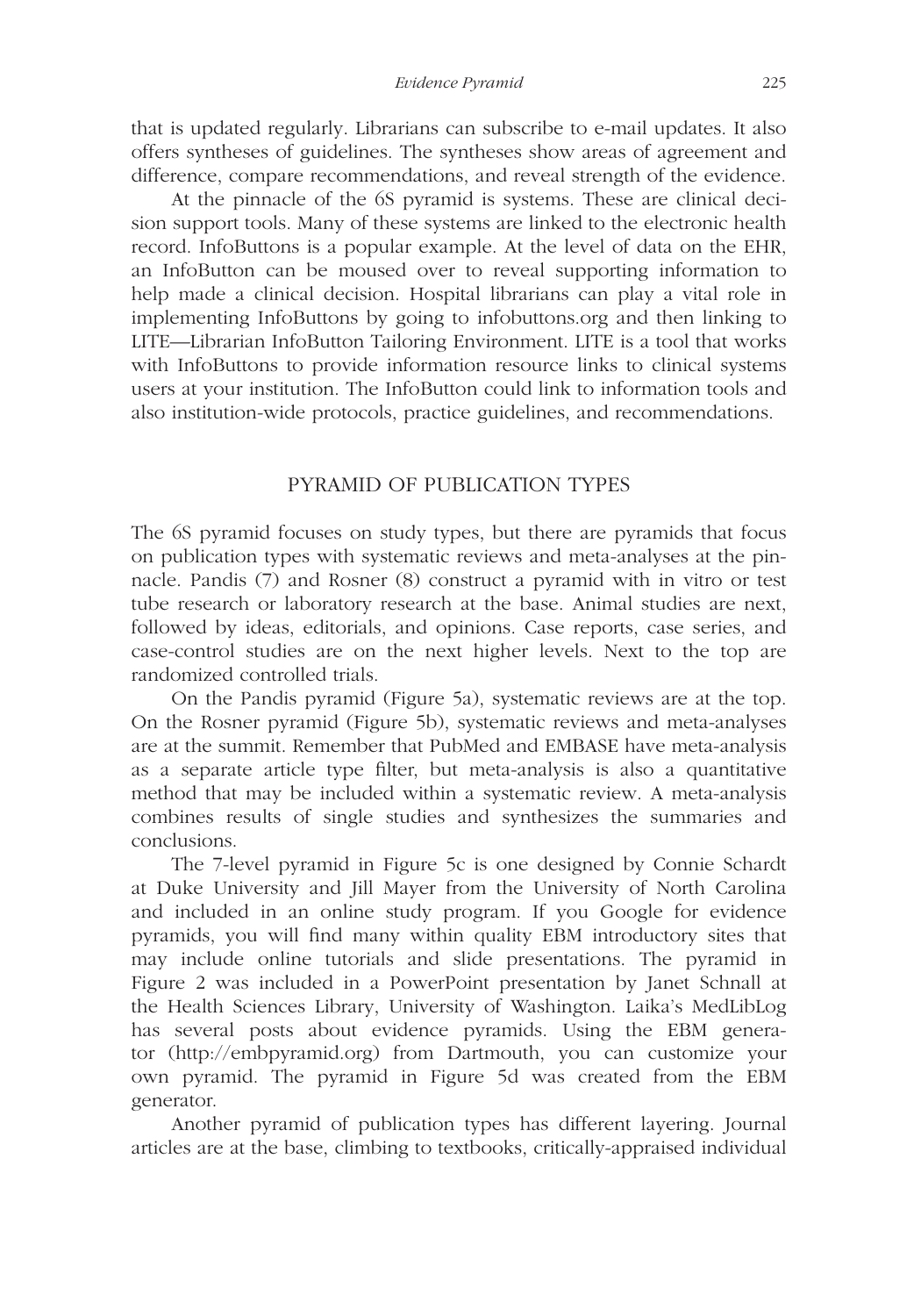that is updated regularly. Librarians can subscribe to e-mail updates. It also offers syntheses of guidelines. The syntheses show areas of agreement and difference, compare recommendations, and reveal strength of the evidence.

At the pinnacle of the 6S pyramid is systems. These are clinical decision support tools. Many of these systems are linked to the electronic health record. InfoButtons is a popular example. At the level of data on the EHR, an InfoButton can be moused over to reveal supporting information to help made a clinical decision. Hospital librarians can play a vital role in implementing InfoButtons by going to infobuttons.org and then linking to LITE—Librarian InfoButton Tailoring Environment. LITE is a tool that works with InfoButtons to provide information resource links to clinical systems users at your institution. The InfoButton could link to information tools and also institution-wide protocols, practice guidelines, and recommendations.

## PYRAMID OF PUBLICATION TYPES

The 6S pyramid focuses on study types, but there are pyramids that focus on publication types with systematic reviews and meta-analyses at the pinnacle. Pandis (7) and Rosner (8) construct a pyramid with in vitro or test tube research or laboratory research at the base. Animal studies are next, followed by ideas, editorials, and opinions. Case reports, case series, and case-control studies are on the next higher levels. Next to the top are randomized controlled trials.

On the Pandis pyramid (Figure 5a), systematic reviews are at the top. On the Rosner pyramid (Figure 5b), systematic reviews and meta-analyses are at the summit. Remember that PubMed and EMBASE have meta-analysis as a separate article type filter, but meta-analysis is also a quantitative method that may be included within a systematic review. A meta-analysis combines results of single studies and synthesizes the summaries and conclusions.

The 7-level pyramid in Figure 5c is one designed by Connie Schardt at Duke University and Jill Mayer from the University of North Carolina and included in an online study program. If you Google for evidence pyramids, you will find many within quality EBM introductory sites that may include online tutorials and slide presentations. The pyramid in Figure 2 was included in a PowerPoint presentation by Janet Schnall at the Health Sciences Library, University of Washington. Laika's MedLibLog has several posts about evidence pyramids. Using the EBM generator (http://embpyramid.org) from Dartmouth, you can customize your own pyramid. The pyramid in Figure 5d was created from the EBM generator.

Another pyramid of publication types has different layering. Journal articles are at the base, climbing to textbooks, critically-appraised individual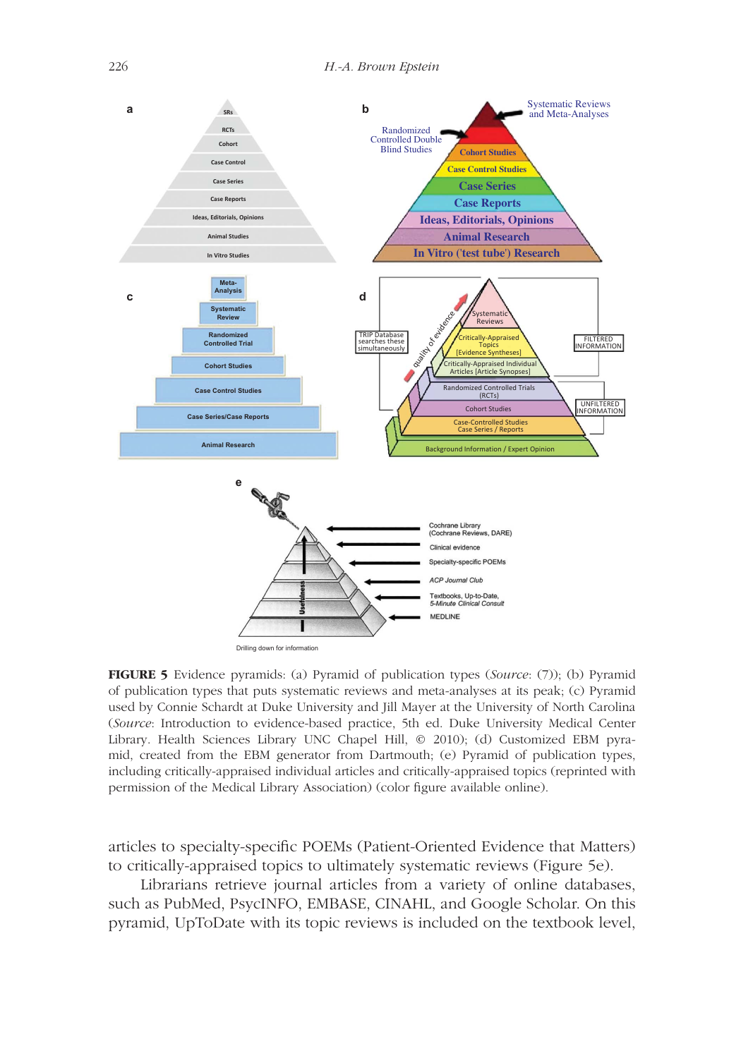**FIGURE 5** Evidence pyramids: (a) Pyramid of publication types (*Source*: (7)); (b) Pyramid of publication types that puts systematic reviews and meta-analyses at its peak; (c) Pyramid used by Connie Schardt at Duke University and Jill Mayer at the University of North Carolina (*Source*: Introduction to evidence-based practice, 5th ed. Duke University Medical Center Library. Health Sciences Library UNC Chapel Hill, © 2010); (d) Customized EBM pyramid, created from the EBM generator from Dartmouth; (e) Pyramid of publication types, including critically-appraised individual articles and critically-appraised topics (reprinted with permission of the Medical Library Association) (color figure available online).

articles to specialty-specific POEMs (Patient-Oriented Evidence that Matters) to critically-appraised topics to ultimately systematic reviews (Figure 5e).

Librarians retrieve journal articles from a variety of online databases, such as PubMed, PsycINFO, EMBASE, CINAHL, and Google Scholar. On this pyramid, UpToDate with its topic reviews is included on the textbook level,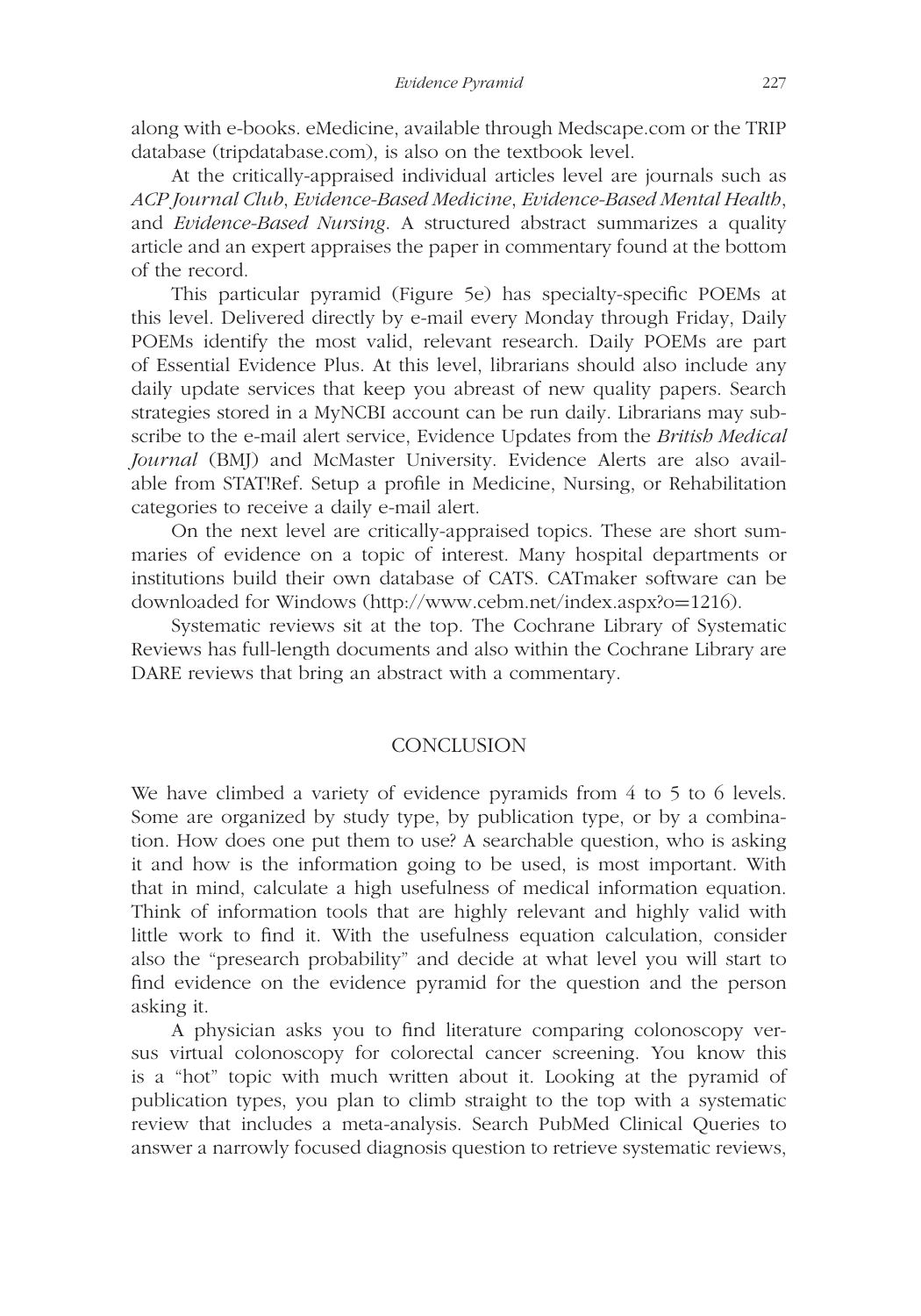along with e-books. eMedicine, available through Medscape.com or the TRIP database (tripdatabase.com), is also on the textbook level.

At the critically-appraised individual articles level are journals such as *ACP Journal Club*, *Evidence-Based Medicine*, *Evidence-Based Mental Health*, and *Evidence-Based Nursing*. A structured abstract summarizes a quality article and an expert appraises the paper in commentary found at the bottom of the record.

This particular pyramid (Figure 5e) has specialty-specific POEMs at this level. Delivered directly by e-mail every Monday through Friday, Daily POEMs identify the most valid, relevant research. Daily POEMs are part of Essential Evidence Plus. At this level, librarians should also include any daily update services that keep you abreast of new quality papers. Search strategies stored in a MyNCBI account can be run daily. Librarians may subscribe to the e-mail alert service, Evidence Updates from the *British Medical Journal* (BMJ) and McMaster University. Evidence Alerts are also available from STAT!Ref. Setup a profile in Medicine, Nursing, or Rehabilitation categories to receive a daily e-mail alert.

On the next level are critically-appraised topics. These are short summaries of evidence on a topic of interest. Many hospital departments or institutions build their own database of CATS. CATmaker software can be downloaded for Windows (http://www.cebm.net/index.aspx?o=1216).

Systematic reviews sit at the top. The Cochrane Library of Systematic Reviews has full-length documents and also within the Cochrane Library are DARE reviews that bring an abstract with a commentary.

## CONCLUSION

We have climbed a variety of evidence pyramids from 4 to 5 to 6 levels. Some are organized by study type, by publication type, or by a combination. How does one put them to use? A searchable question, who is asking it and how is the information going to be used, is most important. With that in mind, calculate a high usefulness of medical information equation. Think of information tools that are highly relevant and highly valid with little work to find it. With the usefulness equation calculation, consider also the "presearch probability" and decide at what level you will start to find evidence on the evidence pyramid for the question and the person asking it.

A physician asks you to find literature comparing colonoscopy versus virtual colonoscopy for colorectal cancer screening. You know this is a "hot" topic with much written about it. Looking at the pyramid of publication types, you plan to climb straight to the top with a systematic review that includes a meta-analysis. Search PubMed Clinical Queries to answer a narrowly focused diagnosis question to retrieve systematic reviews,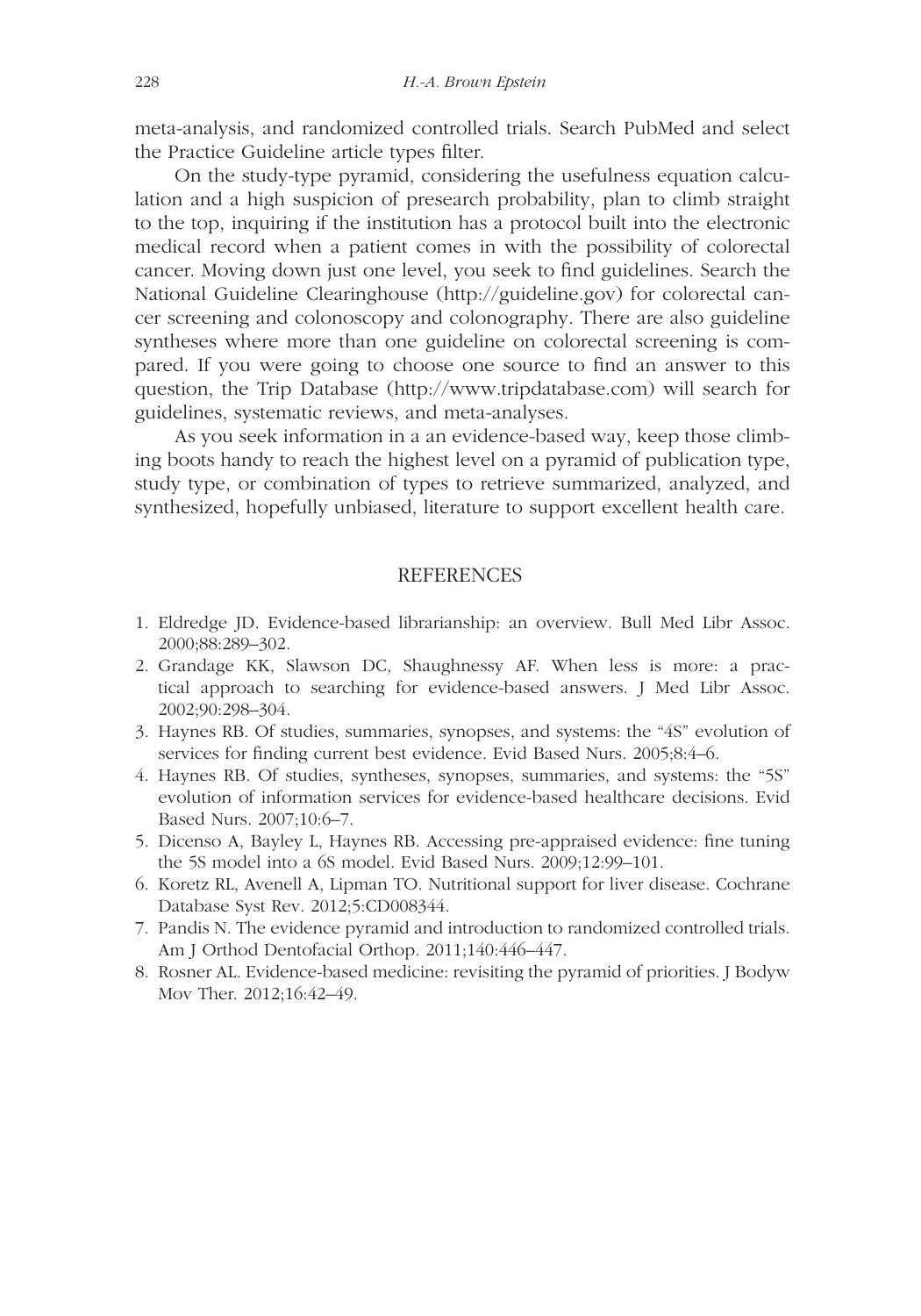meta-analysis, and randomized controlled trials. Search PubMed and select the Practice Guideline article types filter.

On the study-type pyramid, considering the usefulness equation calculation and a high suspicion of presearch probability, plan to climb straight to the top, inquiring if the institution has a protocol built into the electronic medical record when a patient comes in with the possibility of colorectal cancer. Moving down just one level, you seek to find guidelines. Search the National Guideline Clearinghouse (http://guideline.gov) for colorectal cancer screening and colonoscopy and colonography. There are also guideline syntheses where more than one guideline on colorectal screening is compared. If you were going to choose one source to find an answer to this question, the Trip Database (http://www.tripdatabase.com) will search for guidelines, systematic reviews, and meta-analyses.

As you seek information in a an evidence-based way, keep those climbing boots handy to reach the highest level on a pyramid of publication type, study type, or combination of types to retrieve summarized, analyzed, and synthesized, hopefully unbiased, literature to support excellent health care.

## REFERENCES

1. Eldredge JD. Evidence-based librarianship: an overview. Bull Med Libr Assoc. 2000;88:289–302.
2. Grandage KK, Slawson DC, Shaughnessy AF. When less is more: a practical approach to searching for evidence-based answers. J Med Libr Assoc. 2002;90:298–304.
3. Haynes RB. Of studies, summaries, synopses, and systems: the "4S" evolution of services for finding current best evidence. Evid Based Nurs. 2005;8:4–6.
4. Haynes RB. Of studies, syntheses, synopses, summaries, and systems: the "5S" evolution of information services for evidence-based healthcare decisions. Evid Based Nurs. 2007;10:6–7.
5. Dicenso A, Bayley L, Haynes RB. Accessing pre-appraised evidence: fine tuning the 5S model into a 6S model. Evid Based Nurs. 2009;12:99–101.
6. Koretz RL, Avenell A, Lipman TO. Nutritional support for liver disease. Cochrane Database Syst Rev. 2012;5:CD008344.
7. Pandis N. The evidence pyramid and introduction to randomized controlled trials. Am J Orthod Dentofacial Orthop. 2011;140:446–447.
8. Rosner AL. Evidence-based medicine: revisiting the pyramid of priorities. J Bodyw Mov Ther. 2012;16:42–49.